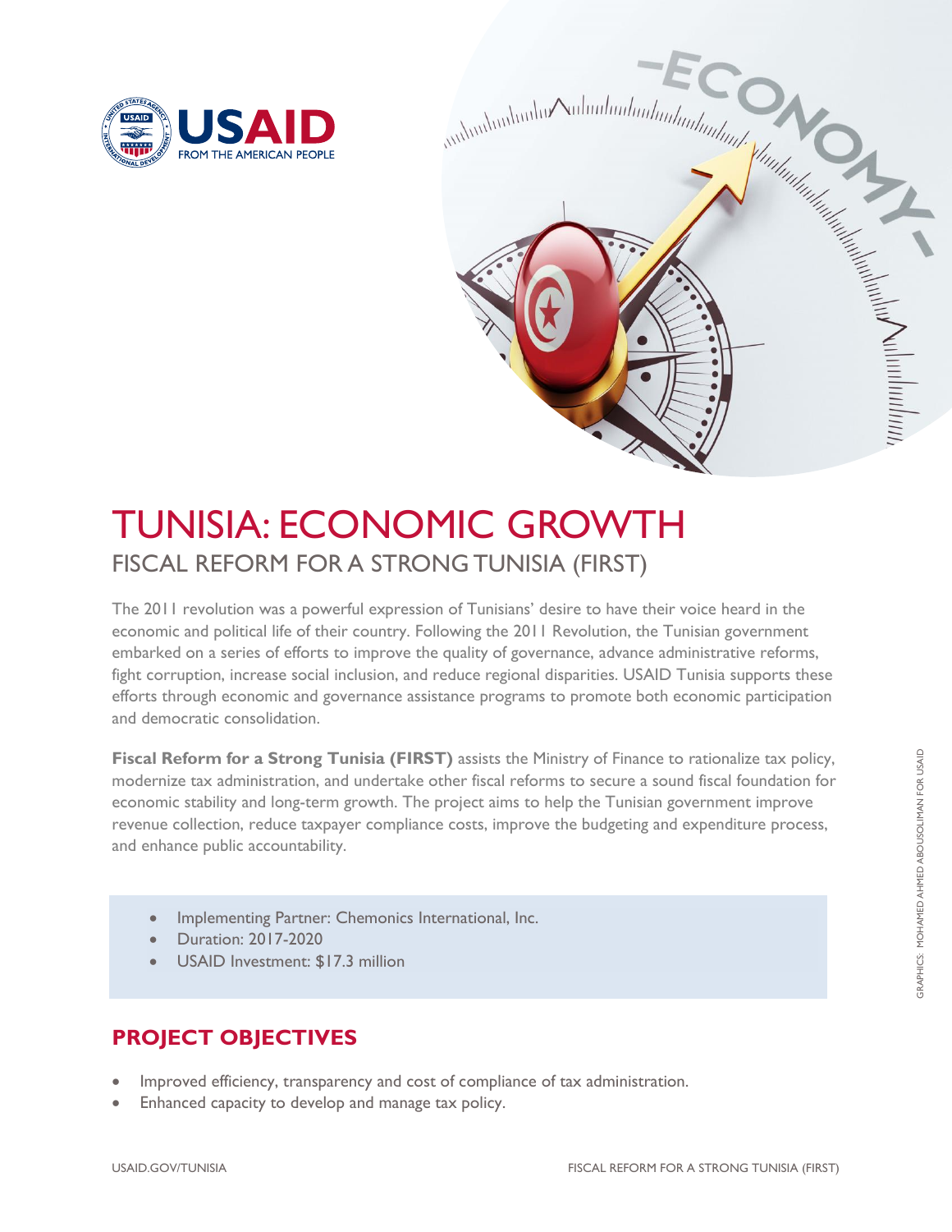# TUNISIA: ECONOMIC GROWTH

## FISCAL REFORM FOR A STRONG TUNISIA (FIRST)

The 2011 revolution was a powerful expression of Tunisians' desire to have their voice heard in the economic and political life of their country. Following the 2011 Revolution, the Tunisian government embarked on a series of efforts to improve the quality of governance, advance administrative reforms, fight corruption, increase social inclusion, and reduce regional disparities. USAID Tunisia supports these efforts through economic and governance assistance programs to promote both economic participation and democratic consolidation.

**Fiscal Reform for a Strong Tunisia (FIRST)** assists the Ministry of Finance to rationalize tax policy, modernize tax administration, and undertake other fiscal reforms to secure a sound fiscal foundation for economic stability and long-term growth. The project aims to help the Tunisian government improve revenue collection, reduce taxpayer compliance costs, improve the budgeting and expenditure process, and enhance public accountability.

- Implementing Partner: Chemonics International, Inc.
- Duration: 2017-2020
- USAID Investment: $17.3 million

## PROJECT OBJECTIVES

- Improved efficiency, transparency and cost of compliance of tax administration.
- Enhanced capacity to develop and manage tax policy.

GRAPHICS: MOHAMED AHMED ABOUSOLIMAN FOR USAID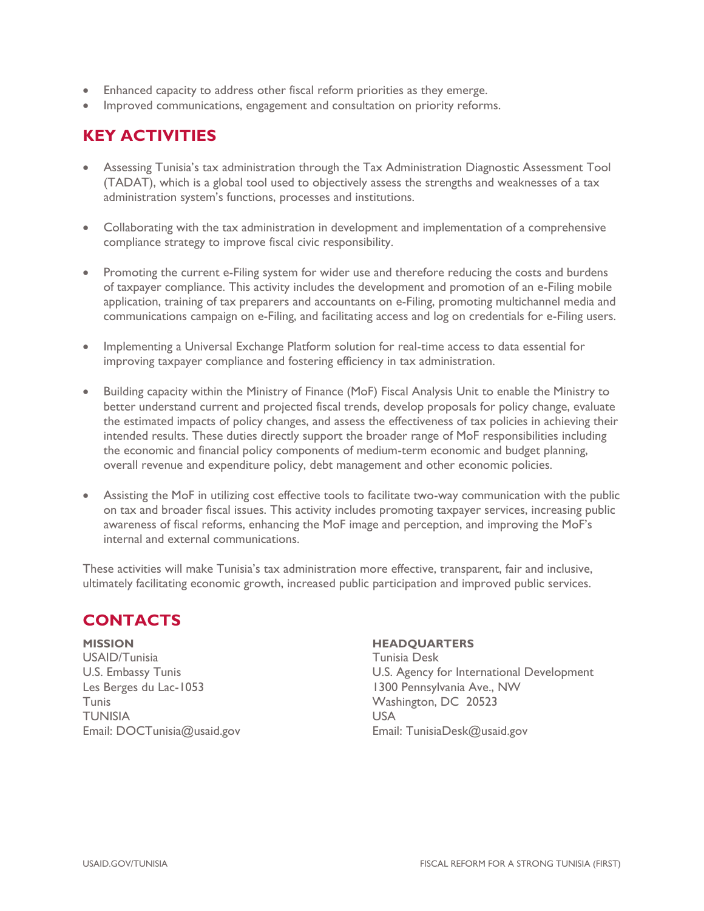- Enhanced capacity to address other fiscal reform priorities as they emerge.
- Improved communications, engagement and consultation on priority reforms.

## KEY ACTIVITIES

- Assessing Tunisia's tax administration through the Tax Administration Diagnostic Assessment Tool (TADAT), which is a global tool used to objectively assess the strengths and weaknesses of a tax administration system's functions, processes and institutions.

- Collaborating with the tax administration in development and implementation of a comprehensive compliance strategy to improve fiscal civic responsibility.

- Promoting the current e-Filing system for wider use and therefore reducing the costs and burdens of taxpayer compliance. This activity includes the development and promotion of an e-Filing mobile application, training of tax preparers and accountants on e-Filing, promoting multichannel media and communications campaign on e-Filing, and facilitating access and log on credentials for e-Filing users.

- Implementing a Universal Exchange Platform solution for real-time access to data essential for improving taxpayer compliance and fostering efficiency in tax administration.

- Building capacity within the Ministry of Finance (MoF) Fiscal Analysis Unit to enable the Ministry to better understand current and projected fiscal trends, develop proposals for policy change, evaluate the estimated impacts of policy changes, and assess the effectiveness of tax policies in achieving their intended results. These duties directly support the broader range of MoF responsibilities including the economic and financial policy components of medium-term economic and budget planning, overall revenue and expenditure policy, debt management and other economic policies.

- Assisting the MoF in utilizing cost effective tools to facilitate two-way communication with the public on tax and broader fiscal issues. This activity includes promoting taxpayer services, increasing public awareness of fiscal reforms, enhancing the MoF image and perception, and improving the MoF's internal and external communications.

These activities will make Tunisia's tax administration more effective, transparent, fair and inclusive, ultimately facilitating economic growth, increased public participation and improved public services.

## CONTACTS

**MISSION**
USAID/Tunisia
U.S. Embassy Tunis
Les Berges du Lac-1053
Tunis
TUNISIA
Email: DOCTunisia@usaid.gov

**HEADQUARTERS**
Tunisia Desk
U.S. Agency for International Development
1300 Pennsylvania Ave., NW
Washington, DC 20523
USA
Email: TunisiaDesk@usaid.gov